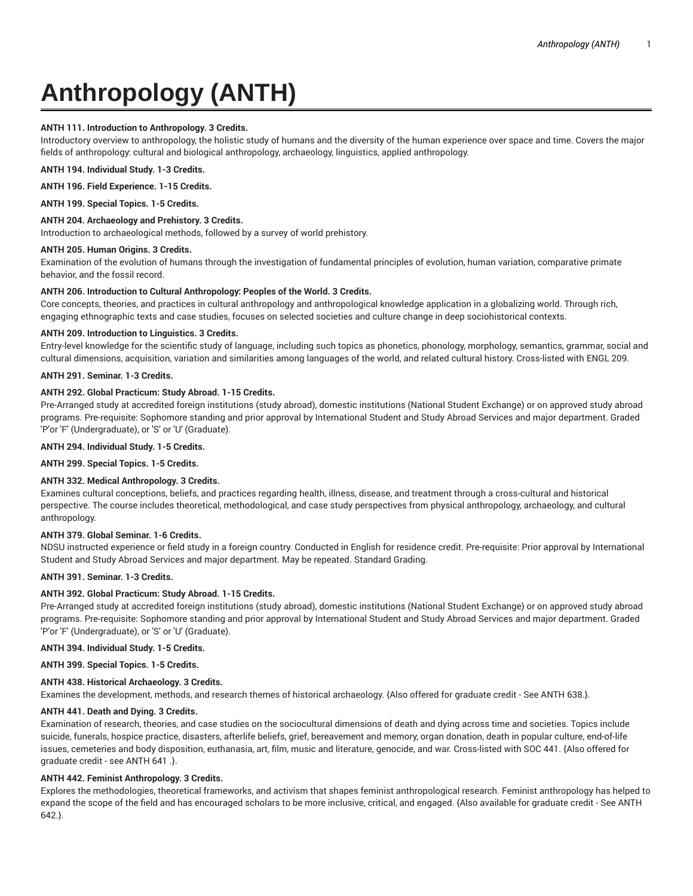# Anthropology (ANTH)

**ANTH 111. Introduction to Anthropology. 3 Credits.**
Introductory overview to anthropology, the holistic study of humans and the diversity of the human experience over space and time. Covers the major fields of anthropology: cultural and biological anthropology, archaeology, linguistics, applied anthropology.

**ANTH 194. Individual Study. 1-3 Credits.**

**ANTH 196. Field Experience. 1-15 Credits.**

**ANTH 199. Special Topics. 1-5 Credits.**

**ANTH 204. Archaeology and Prehistory. 3 Credits.**
Introduction to archaeological methods, followed by a survey of world prehistory.

**ANTH 205. Human Origins. 3 Credits.**
Examination of the evolution of humans through the investigation of fundamental principles of evolution, human variation, comparative primate behavior, and the fossil record.

**ANTH 206. Introduction to Cultural Anthropology: Peoples of the World. 3 Credits.**
Core concepts, theories, and practices in cultural anthropology and anthropological knowledge application in a globalizing world. Through rich, engaging ethnographic texts and case studies, focuses on selected societies and culture change in deep sociohistorical contexts.

**ANTH 209. Introduction to Linguistics. 3 Credits.**
Entry-level knowledge for the scientific study of language, including such topics as phonetics, phonology, morphology, semantics, grammar, social and cultural dimensions, acquisition, variation and similarities among languages of the world, and related cultural history. Cross-listed with ENGL 209.

**ANTH 291. Seminar. 1-3 Credits.**

**ANTH 292. Global Practicum: Study Abroad. 1-15 Credits.**
Pre-Arranged study at accredited foreign institutions (study abroad), domestic institutions (National Student Exchange) or on approved study abroad programs. Pre-requisite: Sophomore standing and prior approval by International Student and Study Abroad Services and major department. Graded 'P'or 'F' (Undergraduate), or 'S' or 'U' (Graduate).

**ANTH 294. Individual Study. 1-5 Credits.**

**ANTH 299. Special Topics. 1-5 Credits.**

**ANTH 332. Medical Anthropology. 3 Credits.**
Examines cultural conceptions, beliefs, and practices regarding health, illness, disease, and treatment through a cross-cultural and historical perspective. The course includes theoretical, methodological, and case study perspectives from physical anthropology, archaeology, and cultural anthropology.

**ANTH 379. Global Seminar. 1-6 Credits.**
NDSU instructed experience or field study in a foreign country. Conducted in English for residence credit. Pre-requisite: Prior approval by International Student and Study Abroad Services and major department. May be repeated. Standard Grading.

**ANTH 391. Seminar. 1-3 Credits.**

**ANTH 392. Global Practicum: Study Abroad. 1-15 Credits.**
Pre-Arranged study at accredited foreign institutions (study abroad), domestic institutions (National Student Exchange) or on approved study abroad programs. Pre-requisite: Sophomore standing and prior approval by International Student and Study Abroad Services and major department. Graded 'P'or 'F' (Undergraduate), or 'S' or 'U' (Graduate).

**ANTH 394. Individual Study. 1-5 Credits.**

**ANTH 399. Special Topics. 1-5 Credits.**

**ANTH 438. Historical Archaeology. 3 Credits.**
Examines the development, methods, and research themes of historical archaeology. {Also offered for graduate credit - See ANTH 638.}.

**ANTH 441. Death and Dying. 3 Credits.**
Examination of research, theories, and case studies on the sociocultural dimensions of death and dying across time and societies. Topics include suicide, funerals, hospice practice, disasters, afterlife beliefs, grief, bereavement and memory, organ donation, death in popular culture, end-of-life issues, cemeteries and body disposition, euthanasia, art, film, music and literature, genocide, and war. Cross-listed with SOC 441. {Also offered for graduate credit - see ANTH 641 .}.

**ANTH 442. Feminist Anthropology. 3 Credits.**
Explores the methodologies, theoretical frameworks, and activism that shapes feminist anthropological research. Feminist anthropology has helped to expand the scope of the field and has encouraged scholars to be more inclusive, critical, and engaged. {Also available for graduate credit - See ANTH 642.}.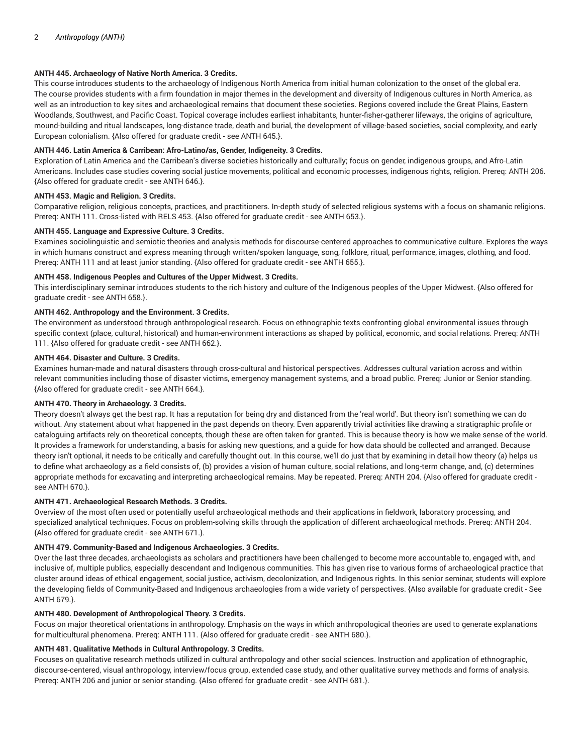**ANTH 445. Archaeology of Native North America. 3 Credits.**

This course introduces students to the archaeology of Indigenous North America from initial human colonization to the onset of the global era. The course provides students with a firm foundation in major themes in the development and diversity of Indigenous cultures in North America, as well as an introduction to key sites and archaeological remains that document these societies. Regions covered include the Great Plains, Eastern Woodlands, Southwest, and Pacific Coast. Topical coverage includes earliest inhabitants, hunter-fisher-gatherer lifeways, the origins of agriculture, mound-building and ritual landscapes, long-distance trade, death and burial, the development of village-based societies, social complexity, and early European colonialism. {Also offered for graduate credit - see ANTH 645.}.

**ANTH 446. Latin America & Carribean: Afro-Latino/as, Gender, Indigeneity. 3 Credits.**

Exploration of Latin America and the Carribean's diverse societies historically and culturally; focus on gender, indigenous groups, and Afro-Latin Americans. Includes case studies covering social justice movements, political and economic processes, indigenous rights, religion. Prereq: ANTH 206. {Also offered for graduate credit - see ANTH 646.}.

**ANTH 453. Magic and Religion. 3 Credits.**

Comparative religion, religious concepts, practices, and practitioners. In-depth study of selected religious systems with a focus on shamanic religions. Prereq: ANTH 111. Cross-listed with RELS 453. {Also offered for graduate credit - see ANTH 653.}.

**ANTH 455. Language and Expressive Culture. 3 Credits.**

Examines sociolinguistic and semiotic theories and analysis methods for discourse-centered approaches to communicative culture. Explores the ways in which humans construct and express meaning through written/spoken language, song, folklore, ritual, performance, images, clothing, and food. Prereq: ANTH 111 and at least junior standing. {Also offered for graduate credit - see ANTH 655.}.

**ANTH 458. Indigenous Peoples and Cultures of the Upper Midwest. 3 Credits.**

This interdisciplinary seminar introduces students to the rich history and culture of the Indigenous peoples of the Upper Midwest. {Also offered for graduate credit - see ANTH 658.}.

**ANTH 462. Anthropology and the Environment. 3 Credits.**

The environment as understood through anthropological research. Focus on ethnographic texts confronting global environmental issues through specific context (place, cultural, historical) and human-environment interactions as shaped by political, economic, and social relations. Prereq: ANTH 111. {Also offered for graduate credit - see ANTH 662.}.

**ANTH 464. Disaster and Culture. 3 Credits.**

Examines human-made and natural disasters through cross-cultural and historical perspectives. Addresses cultural variation across and within relevant communities including those of disaster victims, emergency management systems, and a broad public. Prereq: Junior or Senior standing. {Also offered for graduate credit - see ANTH 664.}.

**ANTH 470. Theory in Archaeology. 3 Credits.**

Theory doesn't always get the best rap. It has a reputation for being dry and distanced from the 'real world'. But theory isn't something we can do without. Any statement about what happened in the past depends on theory. Even apparently trivial activities like drawing a stratigraphic profile or cataloguing artifacts rely on theoretical concepts, though these are often taken for granted. This is because theory is how we make sense of the world. It provides a framework for understanding, a basis for asking new questions, and a guide for how data should be collected and arranged. Because theory isn't optional, it needs to be critically and carefully thought out. In this course, we'll do just that by examining in detail how theory (a) helps us to define what archaeology as a field consists of, (b) provides a vision of human culture, social relations, and long-term change, and, (c) determines appropriate methods for excavating and interpreting archaeological remains. May be repeated. Prereq: ANTH 204. {Also offered for graduate credit - see ANTH 670.}.

**ANTH 471. Archaeological Research Methods. 3 Credits.**

Overview of the most often used or potentially useful archaeological methods and their applications in fieldwork, laboratory processing, and specialized analytical techniques. Focus on problem-solving skills through the application of different archaeological methods. Prereq: ANTH 204. {Also offered for graduate credit - see ANTH 671.}.

**ANTH 479. Community-Based and Indigenous Archaeologies. 3 Credits.**

Over the last three decades, archaeologists as scholars and practitioners have been challenged to become more accountable to, engaged with, and inclusive of, multiple publics, especially descendant and Indigenous communities. This has given rise to various forms of archaeological practice that cluster around ideas of ethical engagement, social justice, activism, decolonization, and Indigenous rights. In this senior seminar, students will explore the developing fields of Community-Based and Indigenous archaeologies from a wide variety of perspectives. {Also available for graduate credit - See ANTH 679.}.

**ANTH 480. Development of Anthropological Theory. 3 Credits.**

Focus on major theoretical orientations in anthropology. Emphasis on the ways in which anthropological theories are used to generate explanations for multicultural phenomena. Prereq: ANTH 111. {Also offered for graduate credit - see ANTH 680.}.

**ANTH 481. Qualitative Methods in Cultural Anthropology. 3 Credits.**

Focuses on qualitative research methods utilized in cultural anthropology and other social sciences. Instruction and application of ethnographic, discourse-centered, visual anthropology, interview/focus group, extended case study, and other qualitative survey methods and forms of analysis. Prereq: ANTH 206 and junior or senior standing. {Also offered for graduate credit - see ANTH 681.}.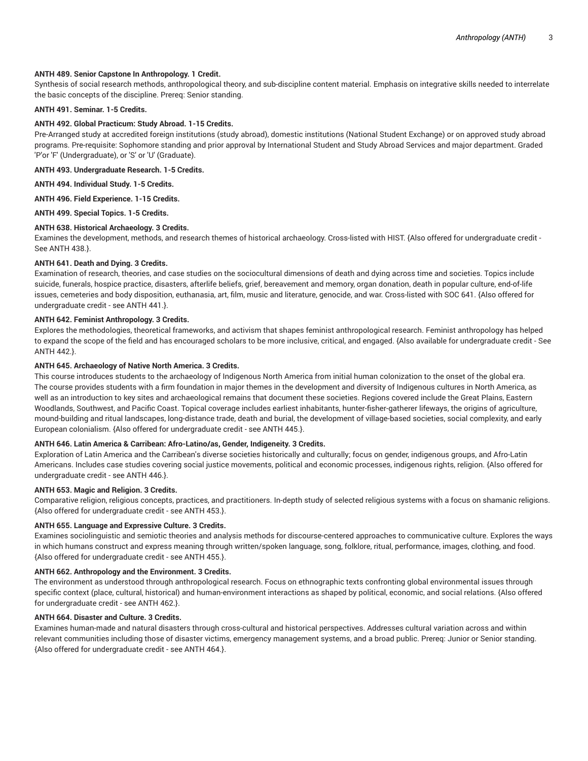**ANTH 489. Senior Capstone In Anthropology. 1 Credit.**
Synthesis of social research methods, anthropological theory, and sub-discipline content material. Emphasis on integrative skills needed to interrelate the basic concepts of the discipline. Prereq: Senior standing.

**ANTH 491. Seminar. 1-5 Credits.**

**ANTH 492. Global Practicum: Study Abroad. 1-15 Credits.**
Pre-Arranged study at accredited foreign institutions (study abroad), domestic institutions (National Student Exchange) or on approved study abroad programs. Pre-requisite: Sophomore standing and prior approval by International Student and Study Abroad Services and major department. Graded 'P'or 'F' (Undergraduate), or 'S' or 'U' (Graduate).

**ANTH 493. Undergraduate Research. 1-5 Credits.**

**ANTH 494. Individual Study. 1-5 Credits.**

**ANTH 496. Field Experience. 1-15 Credits.**

**ANTH 499. Special Topics. 1-5 Credits.**

**ANTH 638. Historical Archaeology. 3 Credits.**
Examines the development, methods, and research themes of historical archaeology. Cross-listed with HIST. {Also offered for undergraduate credit - See ANTH 438.}.

**ANTH 641. Death and Dying. 3 Credits.**
Examination of research, theories, and case studies on the sociocultural dimensions of death and dying across time and societies. Topics include suicide, funerals, hospice practice, disasters, afterlife beliefs, grief, bereavement and memory, organ donation, death in popular culture, end-of-life issues, cemeteries and body disposition, euthanasia, art, film, music and literature, genocide, and war. Cross-listed with SOC 641. {Also offered for undergraduate credit - see ANTH 441.}.

**ANTH 642. Feminist Anthropology. 3 Credits.**
Explores the methodologies, theoretical frameworks, and activism that shapes feminist anthropological research. Feminist anthropology has helped to expand the scope of the field and has encouraged scholars to be more inclusive, critical, and engaged. {Also available for undergraduate credit - See ANTH 442.}.

**ANTH 645. Archaeology of Native North America. 3 Credits.**
This course introduces students to the archaeology of Indigenous North America from initial human colonization to the onset of the global era. The course provides students with a firm foundation in major themes in the development and diversity of Indigenous cultures in North America, as well as an introduction to key sites and archaeological remains that document these societies. Regions covered include the Great Plains, Eastern Woodlands, Southwest, and Pacific Coast. Topical coverage includes earliest inhabitants, hunter-fisher-gatherer lifeways, the origins of agriculture, mound-building and ritual landscapes, long-distance trade, death and burial, the development of village-based societies, social complexity, and early European colonialism. {Also offered for undergraduate credit - see ANTH 445.}.

**ANTH 646. Latin America & Carribean: Afro-Latino/as, Gender, Indigeneity. 3 Credits.**
Exploration of Latin America and the Carribean's diverse societies historically and culturally; focus on gender, indigenous groups, and Afro-Latin Americans. Includes case studies covering social justice movements, political and economic processes, indigenous rights, religion. {Also offered for undergraduate credit - see ANTH 446.}.

**ANTH 653. Magic and Religion. 3 Credits.**
Comparative religion, religious concepts, practices, and practitioners. In-depth study of selected religious systems with a focus on shamanic religions. {Also offered for undergraduate credit - see ANTH 453.}.

**ANTH 655. Language and Expressive Culture. 3 Credits.**
Examines sociolinguistic and semiotic theories and analysis methods for discourse-centered approaches to communicative culture. Explores the ways in which humans construct and express meaning through written/spoken language, song, folklore, ritual, performance, images, clothing, and food. {Also offered for undergraduate credit - see ANTH 455.}.

**ANTH 662. Anthropology and the Environment. 3 Credits.**
The environment as understood through anthropological research. Focus on ethnographic texts confronting global environmental issues through specific context (place, cultural, historical) and human-environment interactions as shaped by political, economic, and social relations. {Also offered for undergraduate credit - see ANTH 462.}.

**ANTH 664. Disaster and Culture. 3 Credits.**
Examines human-made and natural disasters through cross-cultural and historical perspectives. Addresses cultural variation across and within relevant communities including those of disaster victims, emergency management systems, and a broad public. Prereq: Junior or Senior standing. {Also offered for undergraduate credit - see ANTH 464.}.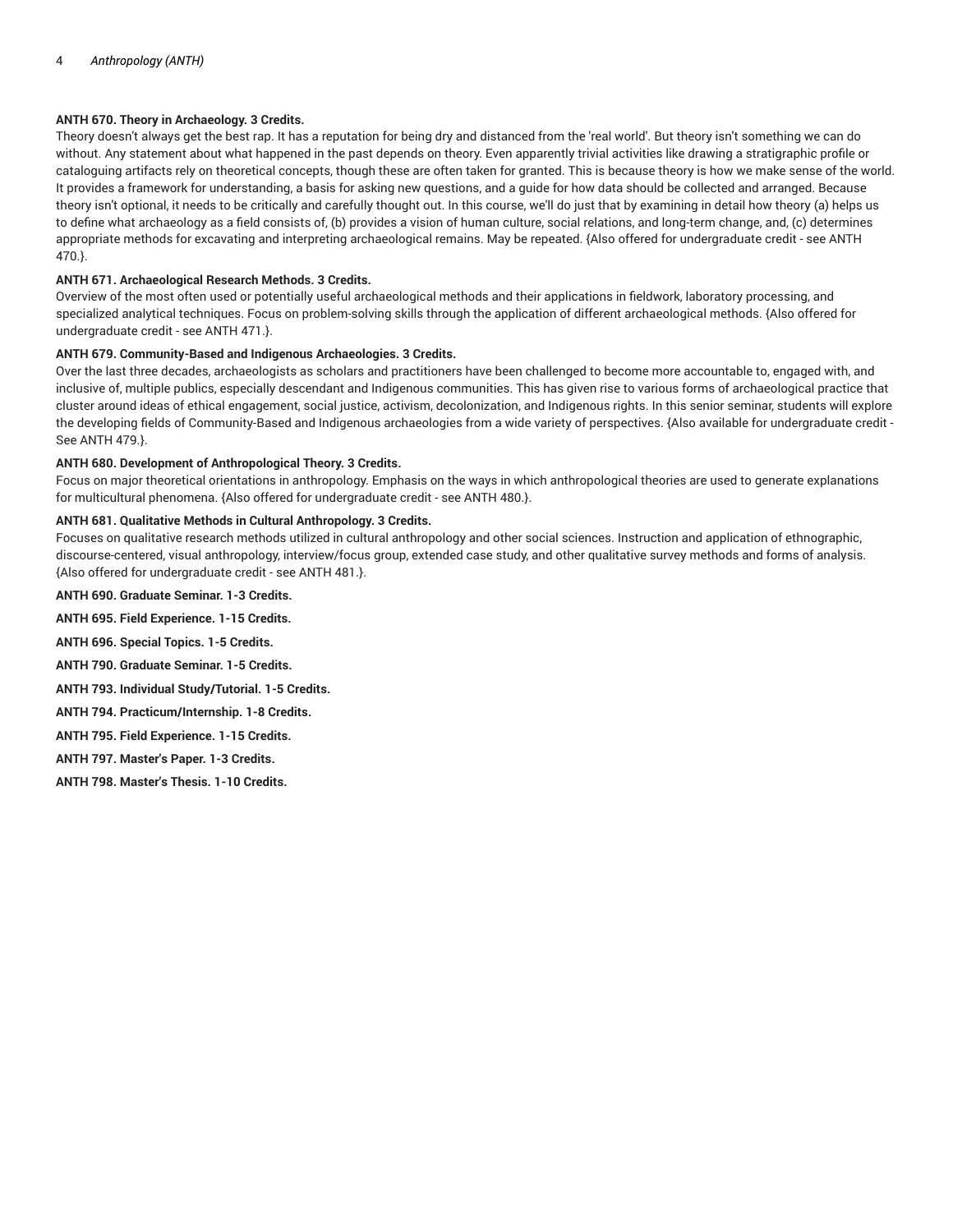**ANTH 670. Theory in Archaeology. 3 Credits.**
Theory doesn't always get the best rap. It has a reputation for being dry and distanced from the 'real world'. But theory isn't something we can do without. Any statement about what happened in the past depends on theory. Even apparently trivial activities like drawing a stratigraphic profile or cataloguing artifacts rely on theoretical concepts, though these are often taken for granted. This is because theory is how we make sense of the world. It provides a framework for understanding, a basis for asking new questions, and a guide for how data should be collected and arranged. Because theory isn't optional, it needs to be critically and carefully thought out. In this course, we'll do just that by examining in detail how theory (a) helps us to define what archaeology as a field consists of, (b) provides a vision of human culture, social relations, and long-term change, and, (c) determines appropriate methods for excavating and interpreting archaeological remains. May be repeated. {Also offered for undergraduate credit - see ANTH 470.}.

**ANTH 671. Archaeological Research Methods. 3 Credits.**
Overview of the most often used or potentially useful archaeological methods and their applications in fieldwork, laboratory processing, and specialized analytical techniques. Focus on problem-solving skills through the application of different archaeological methods. {Also offered for undergraduate credit - see ANTH 471.}.

**ANTH 679. Community-Based and Indigenous Archaeologies. 3 Credits.**
Over the last three decades, archaeologists as scholars and practitioners have been challenged to become more accountable to, engaged with, and inclusive of, multiple publics, especially descendant and Indigenous communities. This has given rise to various forms of archaeological practice that cluster around ideas of ethical engagement, social justice, activism, decolonization, and Indigenous rights. In this senior seminar, students will explore the developing fields of Community-Based and Indigenous archaeologies from a wide variety of perspectives. {Also available for undergraduate credit - See ANTH 479.}.

**ANTH 680. Development of Anthropological Theory. 3 Credits.**
Focus on major theoretical orientations in anthropology. Emphasis on the ways in which anthropological theories are used to generate explanations for multicultural phenomena. {Also offered for undergraduate credit - see ANTH 480.}.

**ANTH 681. Qualitative Methods in Cultural Anthropology. 3 Credits.**
Focuses on qualitative research methods utilized in cultural anthropology and other social sciences. Instruction and application of ethnographic, discourse-centered, visual anthropology, interview/focus group, extended case study, and other qualitative survey methods and forms of analysis. {Also offered for undergraduate credit - see ANTH 481.}.

**ANTH 690. Graduate Seminar. 1-3 Credits.**

**ANTH 695. Field Experience. 1-15 Credits.**

**ANTH 696. Special Topics. 1-5 Credits.**

**ANTH 790. Graduate Seminar. 1-5 Credits.**

**ANTH 793. Individual Study/Tutorial. 1-5 Credits.**

**ANTH 794. Practicum/Internship. 1-8 Credits.**

**ANTH 795. Field Experience. 1-15 Credits.**

**ANTH 797. Master's Paper. 1-3 Credits.**

**ANTH 798. Master's Thesis. 1-10 Credits.**